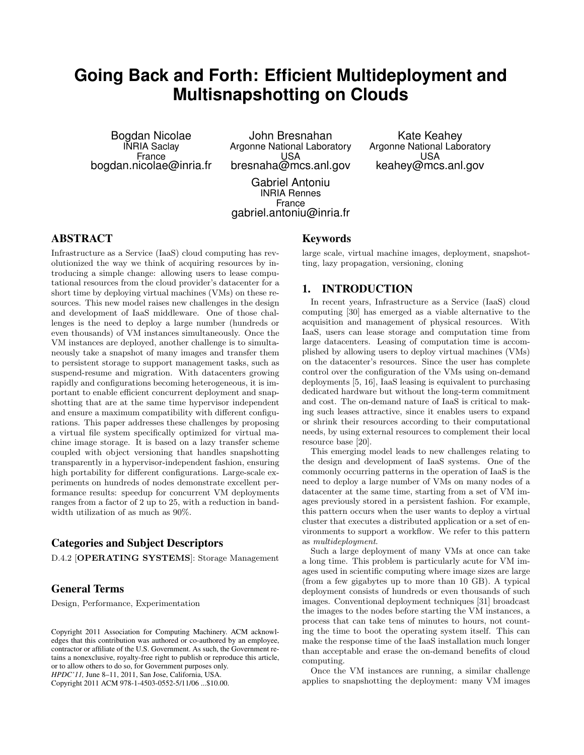# Going Back and Forth: Efficient Multideployment and Multisnapshotting on Clouds

Bogdan Nicolae
INRIA Saclay
France
bogdan.nicolae@inria.fr

John Bresnahan
Argonne National Laboratory
USA
bresnaha@mcs.anl.gov

Kate Keahey
Argonne National Laboratory
USA
keahey@mcs.anl.gov

Gabriel Antoniu
INRIA Rennes
France
gabriel.antoniu@inria.fr

## ABSTRACT

Infrastructure as a Service (IaaS) cloud computing has revolutionized the way we think of acquiring resources by introducing a simple change: allowing users to lease computational resources from the cloud provider's datacenter for a short time by deploying virtual machines (VMs) on these resources. This new model raises new challenges in the design and development of IaaS middleware. One of those challenges is the need to deploy a large number (hundreds or even thousands) of VM instances simultaneously. Once the VM instances are deployed, another challenge is to simultaneously take a snapshot of many images and transfer them to persistent storage to support management tasks, such as suspend-resume and migration. With datacenters growing rapidly and configurations becoming heterogeneous, it is important to enable efficient concurrent deployment and snapshotting that are at the same time hypervisor independent and ensure a maximum compatibility with different configurations. This paper addresses these challenges by proposing a virtual file system specifically optimized for virtual machine image storage. It is based on a lazy transfer scheme coupled with object versioning that handles snapshotting transparently in a hypervisor-independent fashion, ensuring high portability for different configurations. Large-scale experiments on hundreds of nodes demonstrate excellent performance results: speedup for concurrent VM deployments ranges from a factor of 2 up to 25, with a reduction in bandwidth utilization of as much as 90%.

### Categories and Subject Descriptors

D.4.2 [**OPERATING SYSTEMS**]: Storage Management

### General Terms

Design, Performance, Experimentation

Copyright 2011 Association for Computing Machinery. ACM acknowledges that this contribution was authored or co-authored by an employee, contractor or affiliate of the U.S. Government. As such, the Government retains a nonexclusive, royalty-free right to publish or reproduce this article, or to allow others to do so, for Government purposes only.
*HPDC'11,* June 8–11, 2011, San Jose, California, USA.
Copyright 2011 ACM 978-1-4503-0552-5/11/06 ...$10.00.

### Keywords

large scale, virtual machine images, deployment, snapshotting, lazy propagation, versioning, cloning

## 1. INTRODUCTION

In recent years, Infrastructure as a Service (IaaS) cloud computing [30] has emerged as a viable alternative to the acquisition and management of physical resources. With IaaS, users can lease storage and computation time from large datacenters. Leasing of computation time is accomplished by allowing users to deploy virtual machines (VMs) on the datacenter's resources. Since the user has complete control over the configuration of the VMs using on-demand deployments [5, 16], IaaS leasing is equivalent to purchasing dedicated hardware but without the long-term commitment and cost. The on-demand nature of IaaS is critical to making such leases attractive, since it enables users to expand or shrink their resources according to their computational needs, by using external resources to complement their local resource base [20].

This emerging model leads to new challenges relating to the design and development of IaaS systems. One of the commonly occurring patterns in the operation of IaaS is the need to deploy a large number of VMs on many nodes of a datacenter at the same time, starting from a set of VM images previously stored in a persistent fashion. For example, this pattern occurs when the user wants to deploy a virtual cluster that executes a distributed application or a set of environments to support a workflow. We refer to this pattern as *multideployment*.

Such a large deployment of many VMs at once can take a long time. This problem is particularly acute for VM images used in scientific computing where image sizes are large (from a few gigabytes up to more than 10 GB). A typical deployment consists of hundreds or even thousands of such images. Conventional deployment techniques [31] broadcast the images to the nodes before starting the VM instances, a process that can take tens of minutes to hours, not counting the time to boot the operating system itself. This can make the response time of the IaaS installation much longer than acceptable and erase the on-demand benefits of cloud computing.

Once the VM instances are running, a similar challenge applies to snapshotting the deployment: many VM images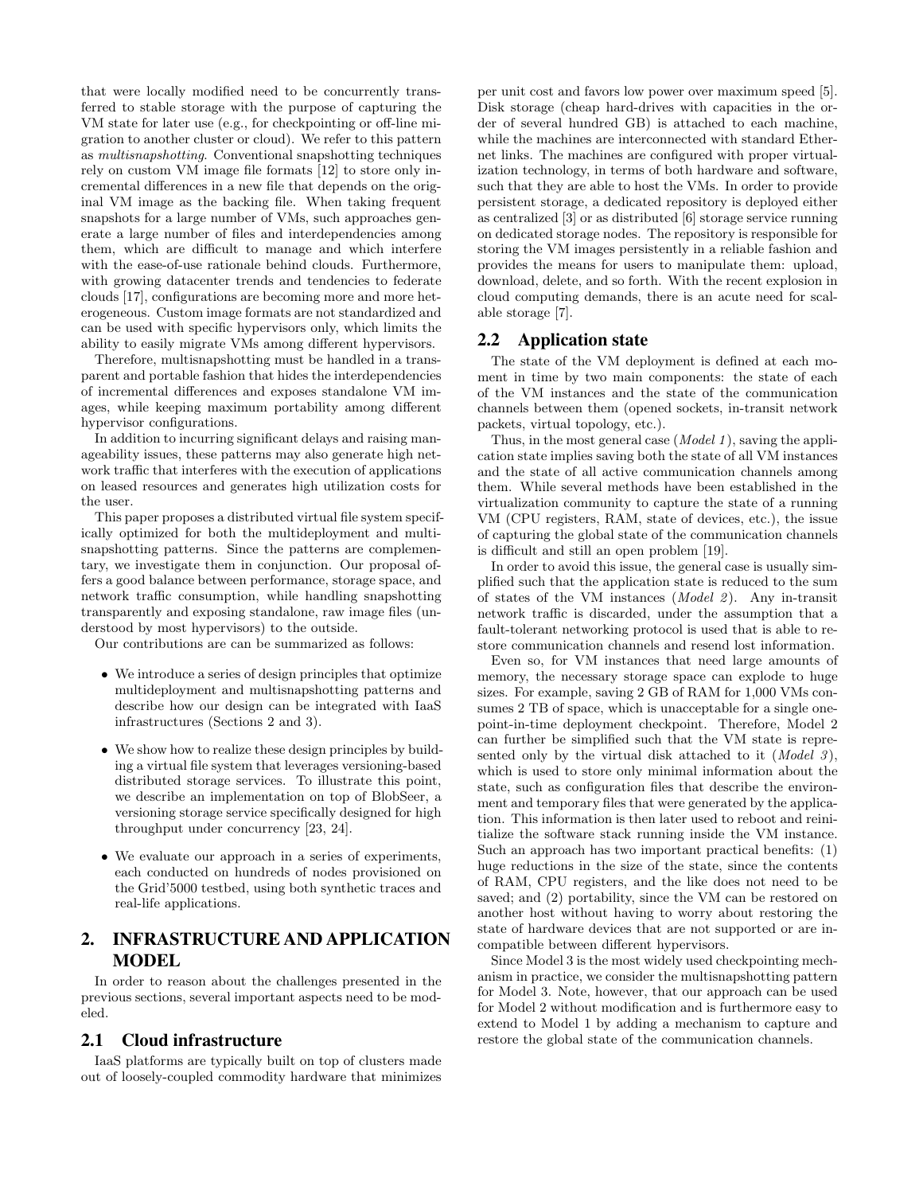that were locally modified need to be concurrently transferred to stable storage with the purpose of capturing the VM state for later use (e.g., for checkpointing or off-line migration to another cluster or cloud). We refer to this pattern as *multisnapshotting*. Conventional snapshotting techniques rely on custom VM image file formats [12] to store only incremental differences in a new file that depends on the original VM image as the backing file. When taking frequent snapshots for a large number of VMs, such approaches generate a large number of files and interdependencies among them, which are difficult to manage and which interfere with the ease-of-use rationale behind clouds. Furthermore, with growing datacenter trends and tendencies to federate clouds [17], configurations are becoming more and more heterogeneous. Custom image formats are not standardized and can be used with specific hypervisors only, which limits the ability to easily migrate VMs among different hypervisors.

Therefore, multisnapshotting must be handled in a transparent and portable fashion that hides the interdependencies of incremental differences and exposes standalone VM images, while keeping maximum portability among different hypervisor configurations.

In addition to incurring significant delays and raising manageability issues, these patterns may also generate high network traffic that interferes with the execution of applications on leased resources and generates high utilization costs for the user.

This paper proposes a distributed virtual file system specifically optimized for both the multideployment and multisnapshotting patterns. Since the patterns are complementary, we investigate them in conjunction. Our proposal offers a good balance between performance, storage space, and network traffic consumption, while handling snapshotting transparently and exposing standalone, raw image files (understood by most hypervisors) to the outside.

Our contributions are can be summarized as follows:

- We introduce a series of design principles that optimize multideployment and multisnapshotting patterns and describe how our design can be integrated with IaaS infrastructures (Sections 2 and 3).
- We show how to realize these design principles by building a virtual file system that leverages versioning-based distributed storage services. To illustrate this point, we describe an implementation on top of BlobSeer, a versioning storage service specifically designed for high throughput under concurrency [23, 24].
- We evaluate our approach in a series of experiments, each conducted on hundreds of nodes provisioned on the Grid'5000 testbed, using both synthetic traces and real-life applications.

## 2. INFRASTRUCTURE AND APPLICATION MODEL

In order to reason about the challenges presented in the previous sections, several important aspects need to be modeled.

### 2.1 Cloud infrastructure

IaaS platforms are typically built on top of clusters made out of loosely-coupled commodity hardware that minimizes per unit cost and favors low power over maximum speed [5]. Disk storage (cheap hard-drives with capacities in the order of several hundred GB) is attached to each machine, while the machines are interconnected with standard Ethernet links. The machines are configured with proper virtualization technology, in terms of both hardware and software, such that they are able to host the VMs. In order to provide persistent storage, a dedicated repository is deployed either as centralized [3] or as distributed [6] storage service running on dedicated storage nodes. The repository is responsible for storing the VM images persistently in a reliable fashion and provides the means for users to manipulate them: upload, download, delete, and so forth. With the recent explosion in cloud computing demands, there is an acute need for scalable storage [7].

### 2.2 Application state

The state of the VM deployment is defined at each moment in time by two main components: the state of each of the VM instances and the state of the communication channels between them (opened sockets, in-transit network packets, virtual topology, etc.).

Thus, in the most general case (*Model 1*), saving the application state implies saving both the state of all VM instances and the state of all active communication channels among them. While several methods have been established in the virtualization community to capture the state of a running VM (CPU registers, RAM, state of devices, etc.), the issue of capturing the global state of the communication channels is difficult and still an open problem [19].

In order to avoid this issue, the general case is usually simplified such that the application state is reduced to the sum of states of the VM instances (*Model 2*). Any in-transit network traffic is discarded, under the assumption that a fault-tolerant networking protocol is used that is able to restore communication channels and resend lost information.

Even so, for VM instances that need large amounts of memory, the necessary storage space can explode to huge sizes. For example, saving 2 GB of RAM for 1,000 VMs consumes 2 TB of space, which is unacceptable for a single one-point-in-time deployment checkpoint. Therefore, Model 2 can further be simplified such that the VM state is represented only by the virtual disk attached to it (*Model 3*), which is used to store only minimal information about the state, such as configuration files that describe the environment and temporary files that were generated by the application. This information is then later used to reboot and reinitialize the software stack running inside the VM instance. Such an approach has two important practical benefits: (1) huge reductions in the size of the state, since the contents of RAM, CPU registers, and the like does not need to be saved; and (2) portability, since the VM can be restored on another host without having to worry about restoring the state of hardware devices that are not supported or are incompatible between different hypervisors.

Since Model 3 is the most widely used checkpointing mechanism in practice, we consider the multisnapshotting pattern for Model 3. Note, however, that our approach can be used for Model 2 without modification and is furthermore easy to extend to Model 1 by adding a mechanism to capture and restore the global state of the communication channels.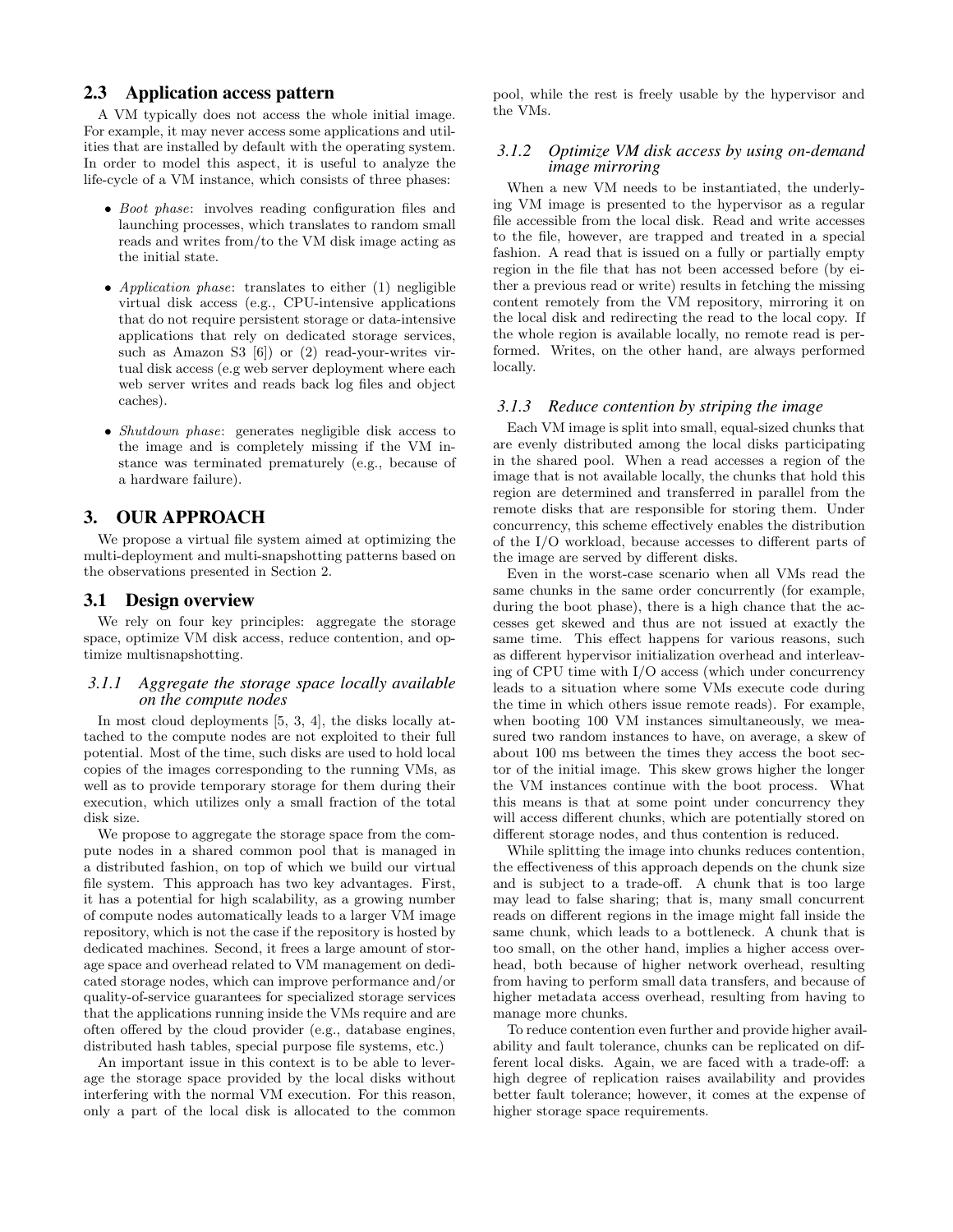## 2.3 Application access pattern

A VM typically does not access the whole initial image. For example, it may never access some applications and utilities that are installed by default with the operating system. In order to model this aspect, it is useful to analyze the life-cycle of a VM instance, which consists of three phases:

- *Boot phase*: involves reading configuration files and launching processes, which translates to random small reads and writes from/to the VM disk image acting as the initial state.
- *Application phase*: translates to either (1) negligible virtual disk access (e.g., CPU-intensive applications that do not require persistent storage or data-intensive applications that rely on dedicated storage services, such as Amazon S3 [6]) or (2) read-your-writes virtual disk access (e.g web server deployment where each web server writes and reads back log files and object caches).
- *Shutdown phase*: generates negligible disk access to the image and is completely missing if the VM instance was terminated prematurely (e.g., because of a hardware failure).

# 3. OUR APPROACH

We propose a virtual file system aimed at optimizing the multi-deployment and multi-snapshotting patterns based on the observations presented in Section 2.

## 3.1 Design overview

We rely on four key principles: aggregate the storage space, optimize VM disk access, reduce contention, and optimize multisnapshotting.

### 3.1.1 Aggregate the storage space locally available on the compute nodes

In most cloud deployments [5, 3, 4], the disks locally attached to the compute nodes are not exploited to their full potential. Most of the time, such disks are used to hold local copies of the images corresponding to the running VMs, as well as to provide temporary storage for them during their execution, which utilizes only a small fraction of the total disk size.

We propose to aggregate the storage space from the compute nodes in a shared common pool that is managed in a distributed fashion, on top of which we build our virtual file system. This approach has two key advantages. First, it has a potential for high scalability, as a growing number of compute nodes automatically leads to a larger VM image repository, which is not the case if the repository is hosted by dedicated machines. Second, it frees a large amount of storage space and overhead related to VM management on dedicated storage nodes, which can improve performance and/or quality-of-service guarantees for specialized storage services that the applications running inside the VMs require and are often offered by the cloud provider (e.g., database engines, distributed hash tables, special purpose file systems, etc.)

An important issue in this context is to be able to leverage the storage space provided by the local disks without interfering with the normal VM execution. For this reason, only a part of the local disk is allocated to the common pool, while the rest is freely usable by the hypervisor and the VMs.

### 3.1.2 Optimize VM disk access by using on-demand image mirroring

When a new VM needs to be instantiated, the underlying VM image is presented to the hypervisor as a regular file accessible from the local disk. Read and write accesses to the file, however, are trapped and treated in a special fashion. A read that is issued on a fully or partially empty region in the file that has not been accessed before (by either a previous read or write) results in fetching the missing content remotely from the VM repository, mirroring it on the local disk and redirecting the read to the local copy. If the whole region is available locally, no remote read is performed. Writes, on the other hand, are always performed locally.

### 3.1.3 Reduce contention by striping the image

Each VM image is split into small, equal-sized chunks that are evenly distributed among the local disks participating in the shared pool. When a read accesses a region of the image that is not available locally, the chunks that hold this region are determined and transferred in parallel from the remote disks that are responsible for storing them. Under concurrency, this scheme effectively enables the distribution of the I/O workload, because accesses to different parts of the image are served by different disks.

Even in the worst-case scenario when all VMs read the same chunks in the same order concurrently (for example, during the boot phase), there is a high chance that the accesses get skewed and thus are not issued at exactly the same time. This effect happens for various reasons, such as different hypervisor initialization overhead and interleaving of CPU time with I/O access (which under concurrency leads to a situation where some VMs execute code during the time in which others issue remote reads). For example, when booting 100 VM instances simultaneously, we measured two random instances to have, on average, a skew of about 100 ms between the times they access the boot sector of the initial image. This skew grows higher the longer the VM instances continue with the boot process. What this means is that at some point under concurrency they will access different chunks, which are potentially stored on different storage nodes, and thus contention is reduced.

While splitting the image into chunks reduces contention, the effectiveness of this approach depends on the chunk size and is subject to a trade-off. A chunk that is too large may lead to false sharing; that is, many small concurrent reads on different regions in the image might fall inside the same chunk, which leads to a bottleneck. A chunk that is too small, on the other hand, implies a higher access overhead, both because of higher network overhead, resulting from having to perform small data transfers, and because of higher metadata access overhead, resulting from having to manage more chunks.

To reduce contention even further and provide higher availability and fault tolerance, chunks can be replicated on different local disks. Again, we are faced with a trade-off: a high degree of replication raises availability and provides better fault tolerance; however, it comes at the expense of higher storage space requirements.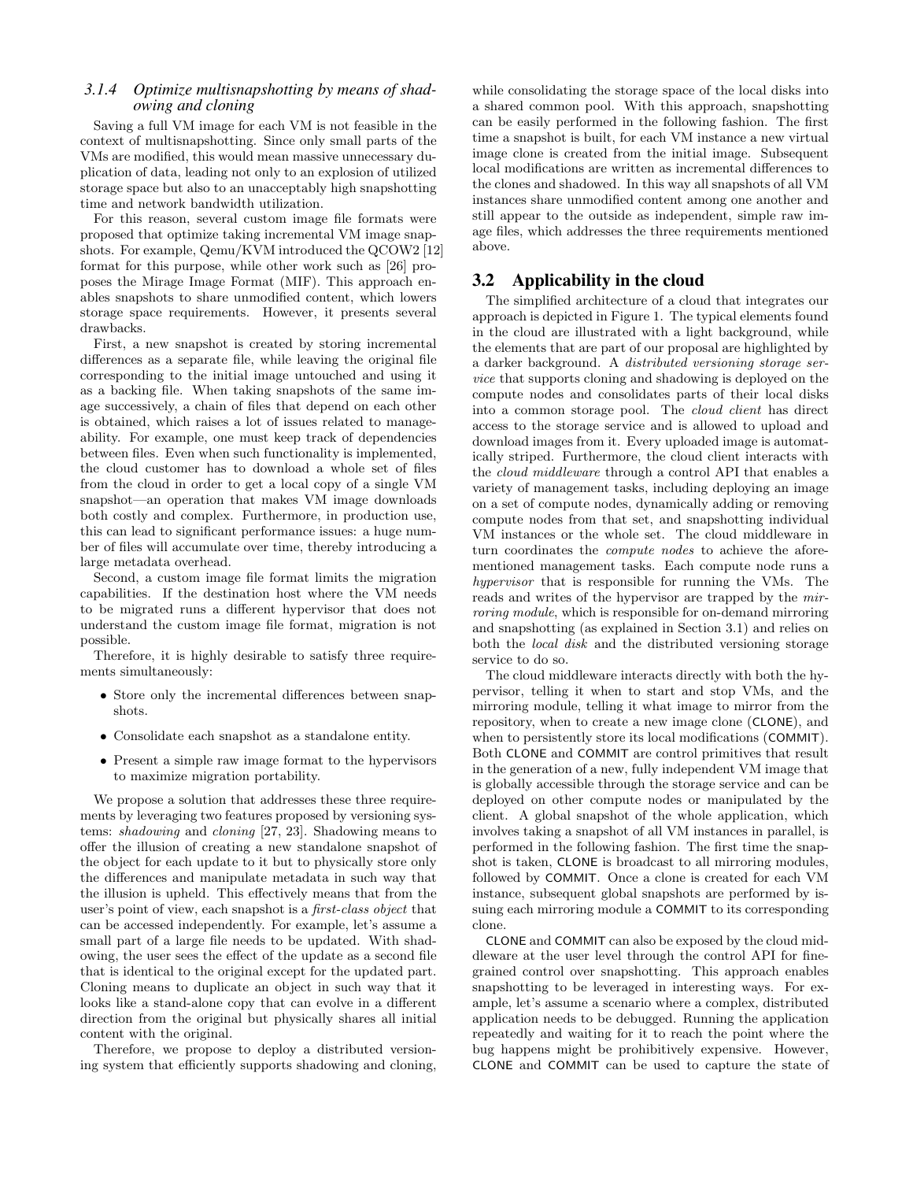#### 3.1.4 Optimize multisnapshotting by means of shadowing and cloning

Saving a full VM image for each VM is not feasible in the context of multisnapshotting. Since only small parts of the VMs are modified, this would mean massive unnecessary duplication of data, leading not only to an explosion of utilized storage space but also to an unacceptably high snapshotting time and network bandwidth utilization.

For this reason, several custom image file formats were proposed that optimize taking incremental VM image snapshots. For example, Qemu/KVM introduced the QCOW2 [12] format for this purpose, while other work such as [26] proposes the Mirage Image Format (MIF). This approach enables snapshots to share unmodified content, which lowers storage space requirements. However, it presents several drawbacks.

First, a new snapshot is created by storing incremental differences as a separate file, while leaving the original file corresponding to the initial image untouched and using it as a backing file. When taking snapshots of the same image successively, a chain of files that depend on each other is obtained, which raises a lot of issues related to manageability. For example, one must keep track of dependencies between files. Even when such functionality is implemented, the cloud customer has to download a whole set of files from the cloud in order to get a local copy of a single VM snapshot—an operation that makes VM image downloads both costly and complex. Furthermore, in production use, this can lead to significant performance issues: a huge number of files will accumulate over time, thereby introducing a large metadata overhead.

Second, a custom image file format limits the migration capabilities. If the destination host where the VM needs to be migrated runs a different hypervisor that does not understand the custom image file format, migration is not possible.

Therefore, it is highly desirable to satisfy three requirements simultaneously:

- Store only the incremental differences between snapshots.
- Consolidate each snapshot as a standalone entity.
- Present a simple raw image format to the hypervisors to maximize migration portability.

We propose a solution that addresses these three requirements by leveraging two features proposed by versioning systems: *shadowing* and *cloning* [27, 23]. Shadowing means to offer the illusion of creating a new standalone snapshot of the object for each update to it but to physically store only the differences and manipulate metadata in such way that the illusion is upheld. This effectively means that from the user's point of view, each snapshot is a *first-class object* that can be accessed independently. For example, let's assume a small part of a large file needs to be updated. With shadowing, the user sees the effect of the update as a second file that is identical to the original except for the updated part. Cloning means to duplicate an object in such way that it looks like a stand-alone copy that can evolve in a different direction from the original but physically shares all initial content with the original.

Therefore, we propose to deploy a distributed versioning system that efficiently supports shadowing and cloning, while consolidating the storage space of the local disks into a shared common pool. With this approach, snapshotting can be easily performed in the following fashion. The first time a snapshot is built, for each VM instance a new virtual image clone is created from the initial image. Subsequent local modifications are written as incremental differences to the clones and shadowed. In this way all snapshots of all VM instances share unmodified content among one another and still appear to the outside as independent, simple raw image files, which addresses the three requirements mentioned above.

## 3.2 Applicability in the cloud

The simplified architecture of a cloud that integrates our approach is depicted in Figure 1. The typical elements found in the cloud are illustrated with a light background, while the elements that are part of our proposal are highlighted by a darker background. A *distributed versioning storage service* that supports cloning and shadowing is deployed on the compute nodes and consolidates parts of their local disks into a common storage pool. The *cloud client* has direct access to the storage service and is allowed to upload and download images from it. Every uploaded image is automatically striped. Furthermore, the cloud client interacts with the *cloud middleware* through a control API that enables a variety of management tasks, including deploying an image on a set of compute nodes, dynamically adding or removing compute nodes from that set, and snapshotting individual VM instances or the whole set. The cloud middleware in turn coordinates the *compute nodes* to achieve the aforementioned management tasks. Each compute node runs a *hypervisor* that is responsible for running the VMs. The reads and writes of the hypervisor are trapped by the *mirroring module*, which is responsible for on-demand mirroring and snapshotting (as explained in Section 3.1) and relies on both the *local disk* and the distributed versioning storage service to do so.

The cloud middleware interacts directly with both the hypervisor, telling it when to start and stop VMs, and the mirroring module, telling it what image to mirror from the repository, when to create a new image clone (CLONE), and when to persistently store its local modifications (COMMIT). Both CLONE and COMMIT are control primitives that result in the generation of a new, fully independent VM image that is globally accessible through the storage service and can be deployed on other compute nodes or manipulated by the client. A global snapshot of the whole application, which involves taking a snapshot of all VM instances in parallel, is performed in the following fashion. The first time the snapshot is taken, CLONE is broadcast to all mirroring modules, followed by COMMIT. Once a clone is created for each VM instance, subsequent global snapshots are performed by issuing each mirroring module a COMMIT to its corresponding clone.

CLONE and COMMIT can also be exposed by the cloud middleware at the user level through the control API for fine-grained control over snapshotting. This approach enables snapshotting to be leveraged in interesting ways. For example, let's assume a scenario where a complex, distributed application needs to be debugged. Running the application repeatedly and waiting for it to reach the point where the bug happens might be prohibitively expensive. However, CLONE and COMMIT can be used to capture the state of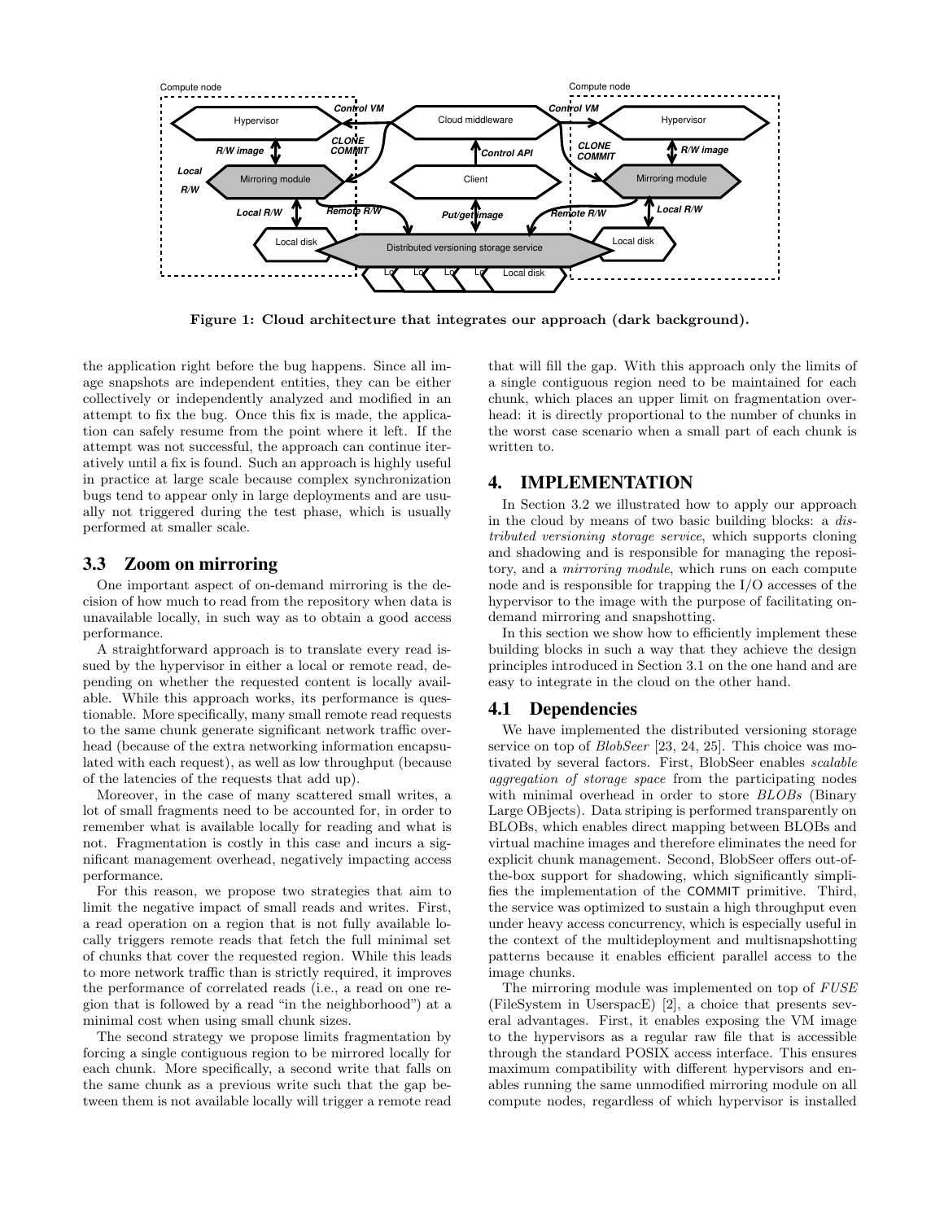Compute node

Hypervisor

Control VM

Cloud middleware

Control VM

Compute node

Hypervisor

R/W image

CLONE
COMMIT

Control API

CLONE
COMMIT

R/W image

Local

R/W

Mirroring module

Client

Mirroring module

Local R/W

Remote R/W

Put/get image

Remote R/W

Local R/W

Local disk

Distributed versioning storage service

Local disk

Lo Lo Lo Lo Local disk

**Figure 1: Cloud architecture that integrates our approach (dark background).**

the application right before the bug happens. Since all image snapshots are independent entities, they can be either collectively or independently analyzed and modified in an attempt to fix the bug. Once this fix is made, the application can safely resume from the point where it left. If the attempt was not successful, the approach can continue iteratively until a fix is found. Such an approach is highly useful in practice at large scale because complex synchronization bugs tend to appear only in large deployments and are usually not triggered during the test phase, which is usually performed at smaller scale.

## 3.3 Zoom on mirroring

One important aspect of on-demand mirroring is the decision of how much to read from the repository when data is unavailable locally, in such way as to obtain a good access performance.

A straightforward approach is to translate every read issued by the hypervisor in either a local or remote read, depending on whether the requested content is locally available. While this approach works, its performance is questionable. More specifically, many small remote read requests to the same chunk generate significant network traffic overhead (because of the extra networking information encapsulated with each request), as well as low throughput (because of the latencies of the requests that add up).

Moreover, in the case of many scattered small writes, a lot of small fragments need to be accounted for, in order to remember what is available locally for reading and what is not. Fragmentation is costly in this case and incurs a significant management overhead, negatively impacting access performance.

For this reason, we propose two strategies that aim to limit the negative impact of small reads and writes. First, a read operation on a region that is not fully available locally triggers remote reads that fetch the full minimal set of chunks that cover the requested region. While this leads to more network traffic than is strictly required, it improves the performance of correlated reads (i.e., a read on one region that is followed by a read "in the neighborhood") at a minimal cost when using small chunk sizes.

The second strategy we propose limits fragmentation by forcing a single contiguous region to be mirrored locally for each chunk. More specifically, a second write that falls on the same chunk as a previous write such that the gap between them is not available locally will trigger a remote read that will fill the gap. With this approach only the limits of a single contiguous region need to be maintained for each chunk, which places an upper limit on fragmentation overhead: it is directly proportional to the number of chunks in the worst case scenario when a small part of each chunk is written to.

# 4. IMPLEMENTATION

In Section 3.2 we illustrated how to apply our approach in the cloud by means of two basic building blocks: a *distributed versioning storage service*, which supports cloning and shadowing and is responsible for managing the repository, and a *mirroring module*, which runs on each compute node and is responsible for trapping the I/O accesses of the hypervisor to the image with the purpose of facilitating on-demand mirroring and snapshotting.

In this section we show how to efficiently implement these building blocks in such a way that they achieve the design principles introduced in Section 3.1 on the one hand and are easy to integrate in the cloud on the other hand.

## 4.1 Dependencies

We have implemented the distributed versioning storage service on top of *BlobSeer* [23, 24, 25]. This choice was motivated by several factors. First, BlobSeer enables *scalable aggregation of storage space* from the participating nodes with minimal overhead in order to store *BLOBs* (Binary Large OBjects). Data striping is performed transparently on BLOBs, which enables direct mapping between BLOBs and virtual machine images and therefore eliminates the need for explicit chunk management. Second, BlobSeer offers out-of-the-box support for shadowing, which significantly simplifies the implementation of the COMMIT primitive. Third, the service was optimized to sustain a high throughput even under heavy access concurrency, which is especially useful in the context of the multideployment and multisnapshotting patterns because it enables efficient parallel access to the image chunks.

The mirroring module was implemented on top of *FUSE* (FileSystem in UserspacE) [2], a choice that presents several advantages. First, it enables exposing the VM image to the hypervisors as a regular raw file that is accessible through the standard POSIX access interface. This ensures maximum compatibility with different hypervisors and enables running the same unmodified mirroring module on all compute nodes, regardless of which hypervisor is installed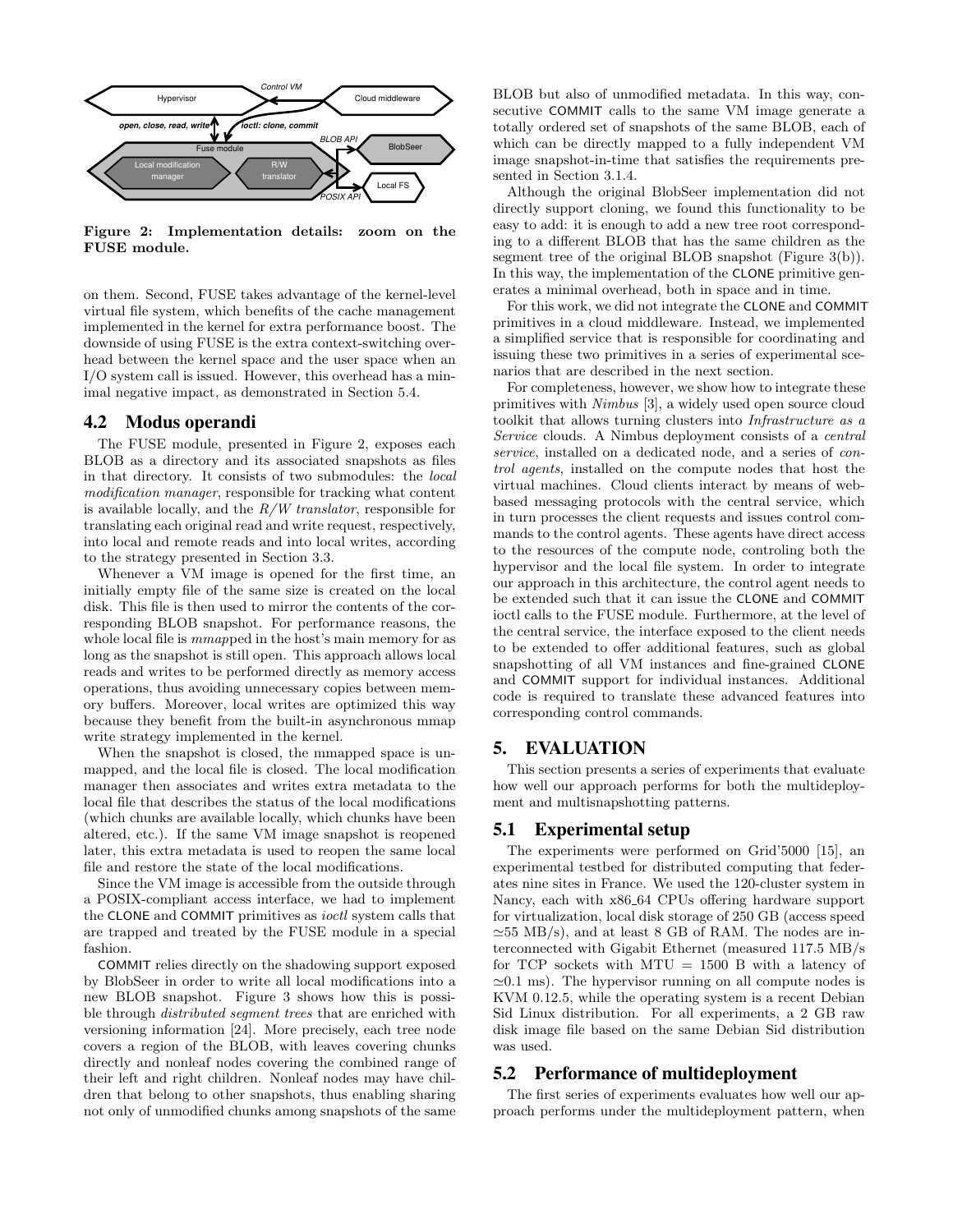Figure 2: Implementation details: zoom on the FUSE module.

on them. Second, FUSE takes advantage of the kernel-level virtual file system, which benefits of the cache management implemented in the kernel for extra performance boost. The downside of using FUSE is the extra context-switching overhead between the kernel space and the user space when an I/O system call is issued. However, this overhead has a minimal negative impact, as demonstrated in Section 5.4.

## 4.2 Modus operandi

The FUSE module, presented in Figure 2, exposes each BLOB as a directory and its associated snapshots as files in that directory. It consists of two submodules: the *local modification manager*, responsible for tracking what content is available locally, and the *R/W translator*, responsible for translating each original read and write request, respectively, into local and remote reads and into local writes, according to the strategy presented in Section 3.3.

Whenever a VM image is opened for the first time, an initially empty file of the same size is created on the local disk. This file is then used to mirror the contents of the corresponding BLOB snapshot. For performance reasons, the whole local file is *mmap*ped in the host's main memory for as long as the snapshot is still open. This approach allows local reads and writes to be performed directly as memory access operations, thus avoiding unnecessary copies between memory buffers. Moreover, local writes are optimized this way because they benefit from the built-in asynchronous mmap write strategy implemented in the kernel.

When the snapshot is closed, the mmapped space is unmapped, and the local file is closed. The local modification manager then associates and writes extra metadata to the local file that describes the status of the local modifications (which chunks are available locally, which chunks have been altered, etc.). If the same VM image snapshot is reopened later, this extra metadata is used to reopen the same local file and restore the state of the local modifications.

Since the VM image is accessible from the outside through a POSIX-compliant access interface, we had to implement the CLONE and COMMIT primitives as *ioctl* system calls that are trapped and treated by the FUSE module in a special fashion.

COMMIT relies directly on the shadowing support exposed by BlobSeer in order to write all local modifications into a new BLOB snapshot. Figure 3 shows how this is possible through *distributed segment trees* that are enriched with versioning information [24]. More precisely, each tree node covers a region of the BLOB, with leaves covering chunks directly and nonleaf nodes covering the combined range of their left and right children. Nonleaf nodes may have children that belong to other snapshots, thus enabling sharing not only of unmodified chunks among snapshots of the same BLOB but also of unmodified metadata. In this way, consecutive COMMIT calls to the same VM image generate a totally ordered set of snapshots of the same BLOB, each of which can be directly mapped to a fully independent VM image snapshot-in-time that satisfies the requirements presented in Section 3.1.4.

Although the original BlobSeer implementation did not directly support cloning, we found this functionality to be easy to add: it is enough to add a new tree root corresponding to a different BLOB that has the same children as the segment tree of the original BLOB snapshot (Figure 3(b)). In this way, the implementation of the CLONE primitive generates a minimal overhead, both in space and in time.

For this work, we did not integrate the CLONE and COMMIT primitives in a cloud middleware. Instead, we implemented a simplified service that is responsible for coordinating and issuing these two primitives in a series of experimental scenarios that are described in the next section.

For completeness, however, we show how to integrate these primitives with *Nimbus* [3], a widely used open source cloud toolkit that allows turning clusters into *Infrastructure as a Service* clouds. A Nimbus deployment consists of a *central service*, installed on a dedicated node, and a series of *control agents*, installed on the compute nodes that host the virtual machines. Cloud clients interact by means of web-based messaging protocols with the central service, which in turn processes the client requests and issues control commands to the control agents. These agents have direct access to the resources of the compute node, controling both the hypervisor and the local file system. In order to integrate our approach in this architecture, the control agent needs to be extended such that it can issue the CLONE and COMMIT ioctl calls to the FUSE module. Furthermore, at the level of the central service, the interface exposed to the client needs to be extended to offer additional features, such as global snapshotting of all VM instances and fine-grained CLONE and COMMIT support for individual instances. Additional code is required to translate these advanced features into corresponding control commands.

# 5. EVALUATION

This section presents a series of experiments that evaluate how well our approach performs for both the multideployment and multisnapshotting patterns.

## 5.1 Experimental setup

The experiments were performed on Grid'5000 [15], an experimental testbed for distributed computing that federates nine sites in France. We used the 120-cluster system in Nancy, each with x86_64 CPUs offering hardware support for virtualization, local disk storage of 250 GB (access speed $\simeq$55 MB/s), and at least 8 GB of RAM. The nodes are interconnected with Gigabit Ethernet (measured 117.5 MB/s for TCP sockets with MTU = 1500 B with a latency of $\simeq$0.1 ms). The hypervisor running on all compute nodes is KVM 0.12.5, while the operating system is a recent Debian Sid Linux distribution. For all experiments, a 2 GB raw disk image file based on the same Debian Sid distribution was used.

## 5.2 Performance of multideployment

The first series of experiments evaluates how well our approach performs under the multideployment pattern, when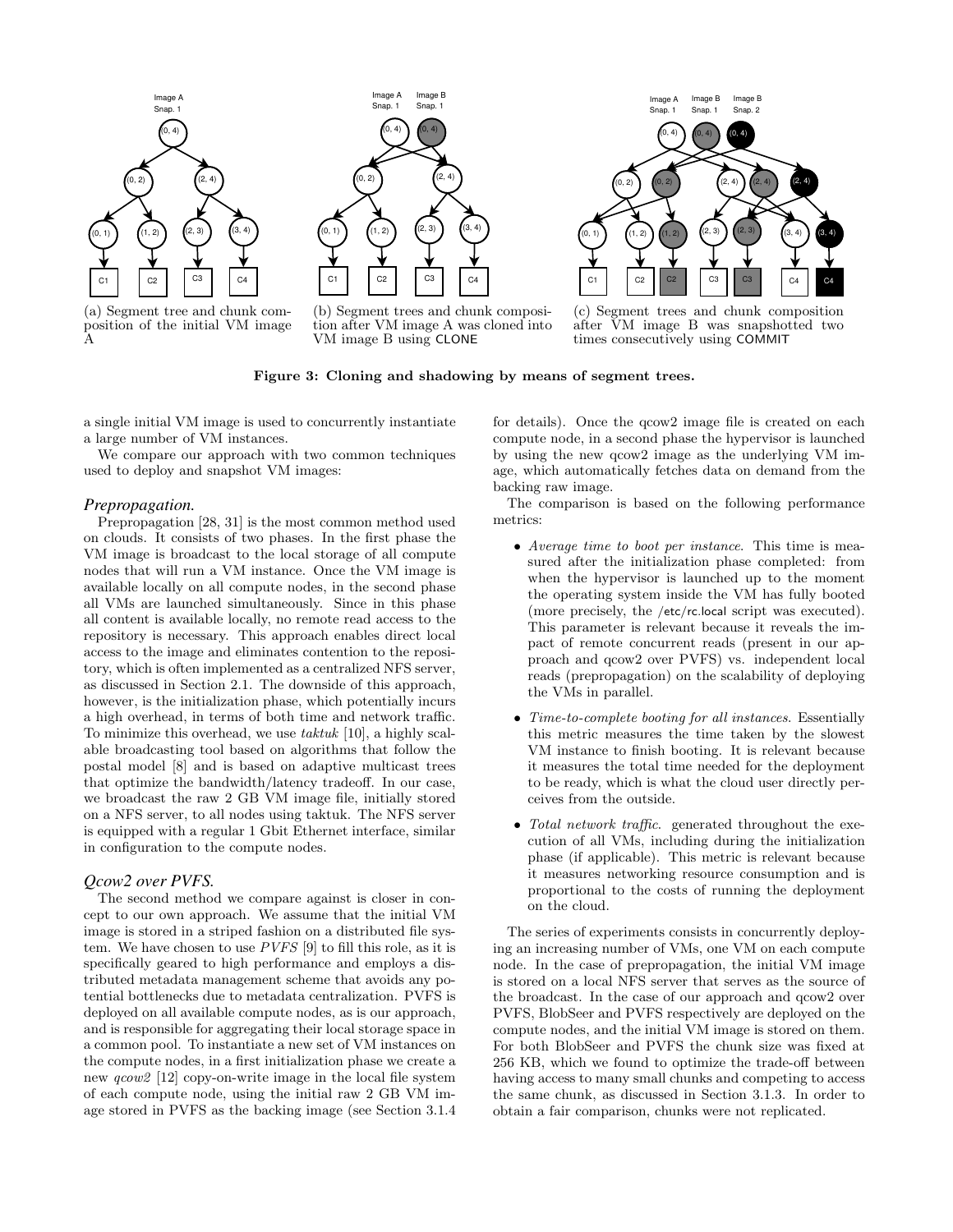(a) Segment tree and chunk composition of the initial VM image A

(b) Segment trees and chunk composition after VM image A was cloned into VM image B using CLONE

(c) Segment trees and chunk composition after VM image B was snapshotted two times consecutively using COMMIT

**Figure 3: Cloning and shadowing by means of segment trees.**

a single initial VM image is used to concurrently instantiate a large number of VM instances.

We compare our approach with two common techniques used to deploy and snapshot VM images:

### *Prepropagation.*

Prepropagation [28, 31] is the most common method used on clouds. It consists of two phases. In the first phase the VM image is broadcast to the local storage of all compute nodes that will run a VM instance. Once the VM image is available locally on all compute nodes, in the second phase all VMs are launched simultaneously. Since in this phase all content is available locally, no remote read access to the repository is necessary. This approach enables direct local access to the image and eliminates contention to the repository, which is often implemented as a centralized NFS server, as discussed in Section 2.1. The downside of this approach, however, is the initialization phase, which potentially incurs a high overhead, in terms of both time and network traffic. To minimize this overhead, we use *taktuk* [10], a highly scalable broadcasting tool based on algorithms that follow the postal model [8] and is based on adaptive multicast trees that optimize the bandwidth/latency tradeoff. In our case, we broadcast the raw 2 GB VM image file, initially stored on a NFS server, to all nodes using taktuk. The NFS server is equipped with a regular 1 Gbit Ethernet interface, similar in configuration to the compute nodes.

### *Qcow2 over PVFS.*

The second method we compare against is closer in concept to our own approach. We assume that the initial VM image is stored in a striped fashion on a distributed file system. We have chosen to use *PVFS* [9] to fill this role, as it is specifically geared to high performance and employs a distributed metadata management scheme that avoids any potential bottlenecks due to metadata centralization. PVFS is deployed on all available compute nodes, as is our approach, and is responsible for aggregating their local storage space in a common pool. To instantiate a new set of VM instances on the compute nodes, in a first initialization phase we create a new *qcow2* [12] copy-on-write image in the local file system of each compute node, using the initial raw 2 GB VM image stored in PVFS as the backing image (see Section 3.1.4 for details). Once the qcow2 image file is created on each compute node, in a second phase the hypervisor is launched by using the new qcow2 image as the underlying VM image, which automatically fetches data on demand from the backing raw image.

The comparison is based on the following performance metrics:

- *Average time to boot per instance*. This time is measured after the initialization phase completed: from when the hypervisor is launched up to the moment the operating system inside the VM has fully booted (more precisely, the /etc/rc.local script was executed). This parameter is relevant because it reveals the impact of remote concurrent reads (present in our approach and qcow2 over PVFS) vs. independent local reads (prepropagation) on the scalability of deploying the VMs in parallel.
- *Time-to-complete booting for all instances.* Essentially this metric measures the time taken by the slowest VM instance to finish booting. It is relevant because it measures the total time needed for the deployment to be ready, which is what the cloud user directly perceives from the outside.
- *Total network traffic.* generated throughout the execution of all VMs, including during the initialization phase (if applicable). This metric is relevant because it measures networking resource consumption and is proportional to the costs of running the deployment on the cloud.

The series of experiments consists in concurrently deploying an increasing number of VMs, one VM on each compute node. In the case of prepropagation, the initial VM image is stored on a local NFS server that serves as the source of the broadcast. In the case of our approach and qcow2 over PVFS, BlobSeer and PVFS respectively are deployed on the compute nodes, and the initial VM image is stored on them. For both BlobSeer and PVFS the chunk size was fixed at 256 KB, which we found to optimize the trade-off between having access to many small chunks and competing to access the same chunk, as discussed in Section 3.1.3. In order to obtain a fair comparison, chunks were not replicated.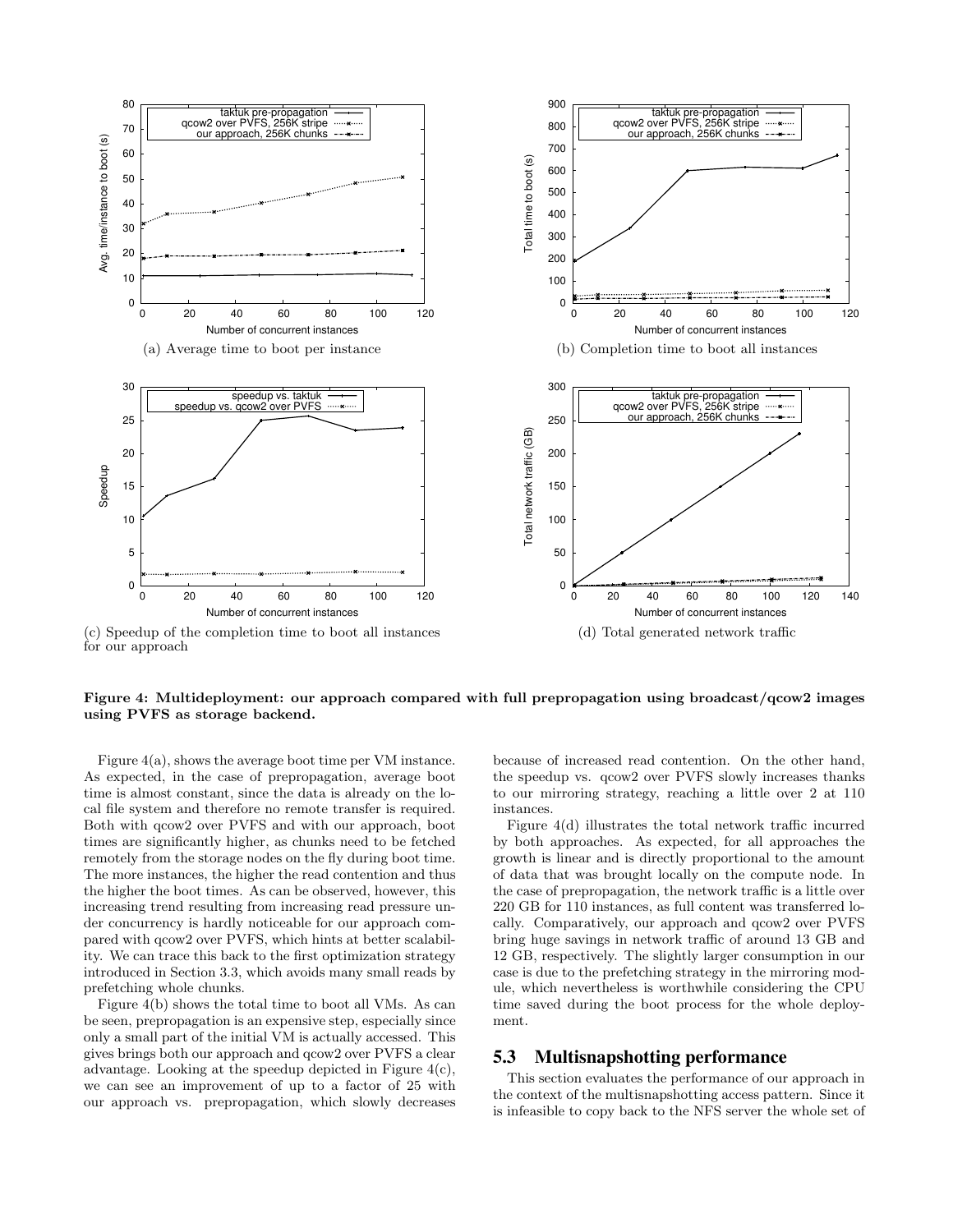(a) Average time to boot per instance

(b) Completion time to boot all instances

(c) Speedup of the completion time to boot all instances for our approach

(d) Total generated network traffic

**Figure 4: Multideployment: our approach compared with full prepropagation using broadcast/qcow2 images using PVFS as storage backend.**

Figure 4(a), shows the average boot time per VM instance. As expected, in the case of prepropagation, average boot time is almost constant, since the data is already on the local file system and therefore no remote transfer is required. Both with qcow2 over PVFS and with our approach, boot times are significantly higher, as chunks need to be fetched remotely from the storage nodes on the fly during boot time. The more instances, the higher the read contention and thus the higher the boot times. As can be observed, however, this increasing trend resulting from increasing read pressure under concurrency is hardly noticeable for our approach compared with qcow2 over PVFS, which hints at better scalability. We can trace this back to the first optimization strategy introduced in Section 3.3, which avoids many small reads by prefetching whole chunks.

Figure 4(b) shows the total time to boot all VMs. As can be seen, prepropagation is an expensive step, especially since only a small part of the initial VM is actually accessed. This gives brings both our approach and qcow2 over PVFS a clear advantage. Looking at the speedup depicted in Figure 4(c), we can see an improvement of up to a factor of 25 with our approach vs. prepropagation, which slowly decreases because of increased read contention. On the other hand, the speedup vs. qcow2 over PVFS slowly increases thanks to our mirroring strategy, reaching a little over 2 at 110 instances.

Figure 4(d) illustrates the total network traffic incurred by both approaches. As expected, for all approaches the growth is linear and is directly proportional to the amount of data that was brought locally on the compute node. In the case of prepropagation, the network traffic is a little over 220 GB for 110 instances, as full content was transferred locally. Comparatively, our approach and qcow2 over PVFS bring huge savings in network traffic of around 13 GB and 12 GB, respectively. The slightly larger consumption in our case is due to the prefetching strategy in the mirroring module, which nevertheless is worthwhile considering the CPU time saved during the boot process for the whole deployment.

## 5.3 Multisnapshotting performance

This section evaluates the performance of our approach in the context of the multisnapshotting access pattern. Since it is infeasible to copy back to the NFS server the whole set of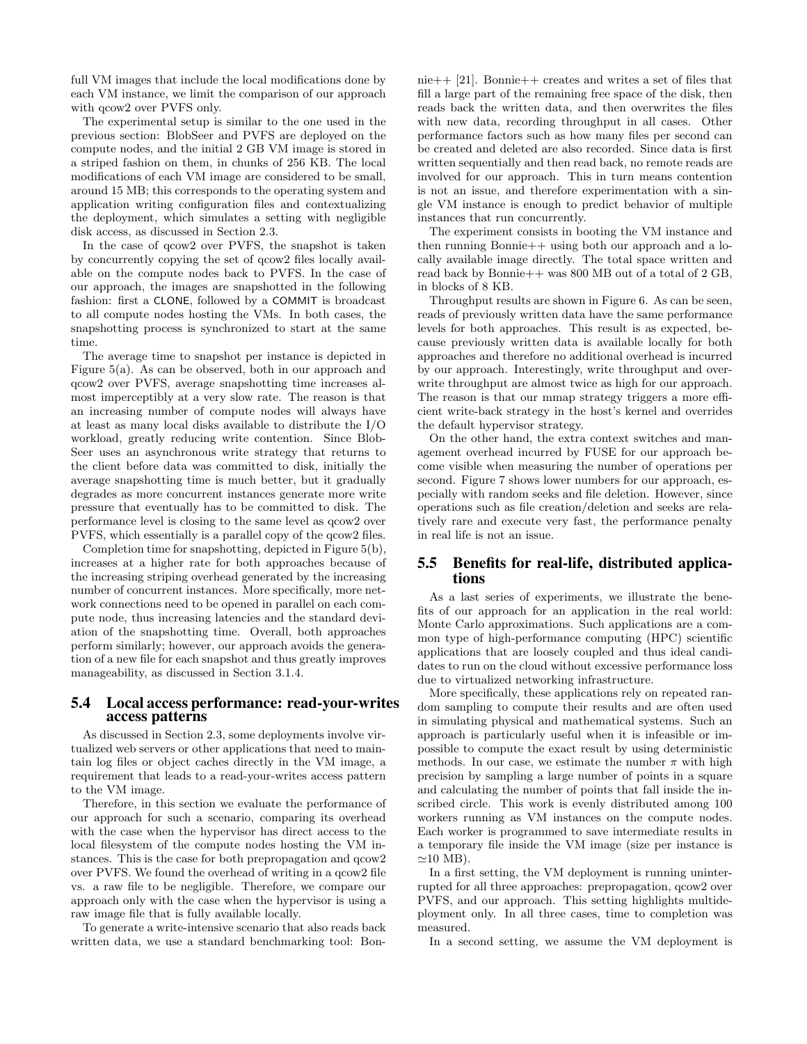full VM images that include the local modifications done by each VM instance, we limit the comparison of our approach with qcow2 over PVFS only.

The experimental setup is similar to the one used in the previous section: BlobSeer and PVFS are deployed on the compute nodes, and the initial 2 GB VM image is stored in a striped fashion on them, in chunks of 256 KB. The local modifications of each VM image are considered to be small, around 15 MB; this corresponds to the operating system and application writing configuration files and contextualizing the deployment, which simulates a setting with negligible disk access, as discussed in Section 2.3.

In the case of qcow2 over PVFS, the snapshot is taken by concurrently copying the set of qcow2 files locally available on the compute nodes back to PVFS. In the case of our approach, the images are snapshotted in the following fashion: first a CLONE, followed by a COMMIT is broadcast to all compute nodes hosting the VMs. In both cases, the snapshotting process is synchronized to start at the same time.

The average time to snapshot per instance is depicted in Figure 5(a). As can be observed, both in our approach and qcow2 over PVFS, average snapshotting time increases almost imperceptibly at a very slow rate. The reason is that an increasing number of compute nodes will always have at least as many local disks available to distribute the I/O workload, greatly reducing write contention. Since BlobSeer uses an asynchronous write strategy that returns to the client before data was committed to disk, initially the average snapshotting time is much better, but it gradually degrades as more concurrent instances generate more write pressure that eventually has to be committed to disk. The performance level is closing to the same level as qcow2 over PVFS, which essentially is a parallel copy of the qcow2 files.

Completion time for snapshotting, depicted in Figure 5(b), increases at a higher rate for both approaches because of the increasing striping overhead generated by the increasing number of concurrent instances. More specifically, more network connections need to be opened in parallel on each compute node, thus increasing latencies and the standard deviation of the snapshotting time. Overall, both approaches perform similarly; however, our approach avoids the generation of a new file for each snapshot and thus greatly improves manageability, as discussed in Section 3.1.4.

## 5.4 Local access performance: read-your-writes access patterns

As discussed in Section 2.3, some deployments involve virtualized web servers or other applications that need to maintain log files or object caches directly in the VM image, a requirement that leads to a read-your-writes access pattern to the VM image.

Therefore, in this section we evaluate the performance of our approach for such a scenario, comparing its overhead with the case when the hypervisor has direct access to the local filesystem of the compute nodes hosting the VM instances. This is the case for both prepropagation and qcow2 over PVFS. We found the overhead of writing in a qcow2 file vs. a raw file to be negligible. Therefore, we compare our approach only with the case when the hypervisor is using a raw image file that is fully available locally.

To generate a write-intensive scenario that also reads back written data, we use a standard benchmarking tool: Bonnie++ [21]. Bonnie++ creates and writes a set of files that fill a large part of the remaining free space of the disk, then reads back the written data, and then overwrites the files with new data, recording throughput in all cases. Other performance factors such as how many files per second can be created and deleted are also recorded. Since data is first written sequentially and then read back, no remote reads are involved for our approach. This in turn means contention is not an issue, and therefore experimentation with a single VM instance is enough to predict behavior of multiple instances that run concurrently.

The experiment consists in booting the VM instance and then running Bonnie++ using both our approach and a locally available image directly. The total space written and read back by Bonnie++ was 800 MB out of a total of 2 GB, in blocks of 8 KB.

Throughput results are shown in Figure 6. As can be seen, reads of previously written data have the same performance levels for both approaches. This result is as expected, because previously written data is available locally for both approaches and therefore no additional overhead is incurred by our approach. Interestingly, write throughput and overwrite throughput are almost twice as high for our approach. The reason is that our mmap strategy triggers a more efficient write-back strategy in the host's kernel and overrides the default hypervisor strategy.

On the other hand, the extra context switches and management overhead incurred by FUSE for our approach become visible when measuring the number of operations per second. Figure 7 shows lower numbers for our approach, especially with random seeks and file deletion. However, since operations such as file creation/deletion and seeks are relatively rare and execute very fast, the performance penalty in real life is not an issue.

## 5.5 Benefits for real-life, distributed applications

As a last series of experiments, we illustrate the benefits of our approach for an application in the real world: Monte Carlo approximations. Such applications are a common type of high-performance computing (HPC) scientific applications that are loosely coupled and thus ideal candidates to run on the cloud without excessive performance loss due to virtualized networking infrastructure.

More specifically, these applications rely on repeated random sampling to compute their results and are often used in simulating physical and mathematical systems. Such an approach is particularly useful when it is infeasible or impossible to compute the exact result by using deterministic methods. In our case, we estimate the number $\pi$ with high precision by sampling a large number of points in a square and calculating the number of points that fall inside the inscribed circle. This work is evenly distributed among 100 workers running as VM instances on the compute nodes. Each worker is programmed to save intermediate results in a temporary file inside the VM image (size per instance is $\simeq$10 MB).

In a first setting, the VM deployment is running uninterrupted for all three approaches: prepropagation, qcow2 over PVFS, and our approach. This setting highlights multideployment only. In all three cases, time to completion was measured.

In a second setting, we assume the VM deployment is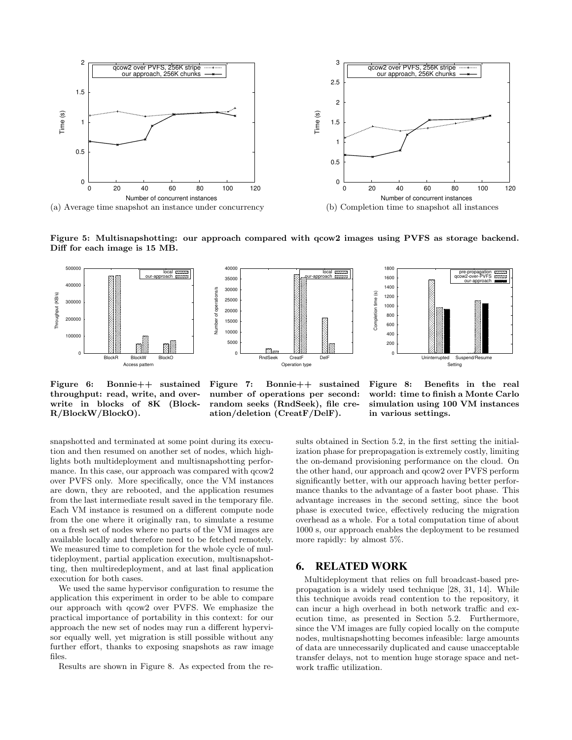(a) Average time snapshot an instance under concurrency

(b) Completion time to snapshot all instances

**Figure 5: Multisnapshotting: our approach compared with qcow2 images using PVFS as storage backend. Diff for each image is 15 MB.**

**Figure 6: Bonnie++ sustained throughput: read, write, and overwrite in blocks of 8K (BlockR/BlockW/BlockO).**

**Figure 7: Bonnie++ sustained number of operations per second: random seeks (RndSeek), file creation/deletion (CreatF/DelF).**

**Figure 8: Benefits in the real world: time to finish a Monte Carlo simulation using 100 VM instances in various settings.**

snapshotted and terminated at some point during its execution and then resumed on another set of nodes, which highlights both multideployment and multisnapshotting performance. In this case, our approach was compared with qcow2 over PVFS only. More specifically, once the VM instances are down, they are rebooted, and the application resumes from the last intermediate result saved in the temporary file. Each VM instance is resumed on a different compute node from the one where it originally ran, to simulate a resume on a fresh set of nodes where no parts of the VM images are available locally and therefore need to be fetched remotely. We measured time to completion for the whole cycle of multideployment, partial application execution, multisnapshotting, then multiredeployment, and at last final application execution for both cases.

We used the same hypervisor configuration to resume the application this experiment in order to be able to compare our approach with qcow2 over PVFS. We emphasize the practical importance of portability in this context: for our approach the new set of nodes may run a different hypervisor equally well, yet migration is still possible without any further effort, thanks to exposing snapshots as raw image files.

Results are shown in Figure 8. As expected from the results obtained in Section 5.2, in the first setting the initialization phase for prepropagation is extremely costly, limiting the on-demand provisioning performance on the cloud. On the other hand, our approach and qcow2 over PVFS perform significantly better, with our approach having better performance thanks to the advantage of a faster boot phase. This advantage increases in the second setting, since the boot phase is executed twice, effectively reducing the migration overhead as a whole. For a total computation time of about 1000 s, our approach enables the deployment to be resumed more rapidly: by almost 5%.

## 6. RELATED WORK

Multideployment that relies on full broadcast-based prepropagation is a widely used technique [28, 31, 14]. While this technique avoids read contention to the repository, it can incur a high overhead in both network traffic and execution time, as presented in Section 5.2. Furthermore, since the VM images are fully copied locally on the compute nodes, multisnapshotting becomes infeasible: large amounts of data are unnecessarily duplicated and cause unacceptable transfer delays, not to mention huge storage space and network traffic utilization.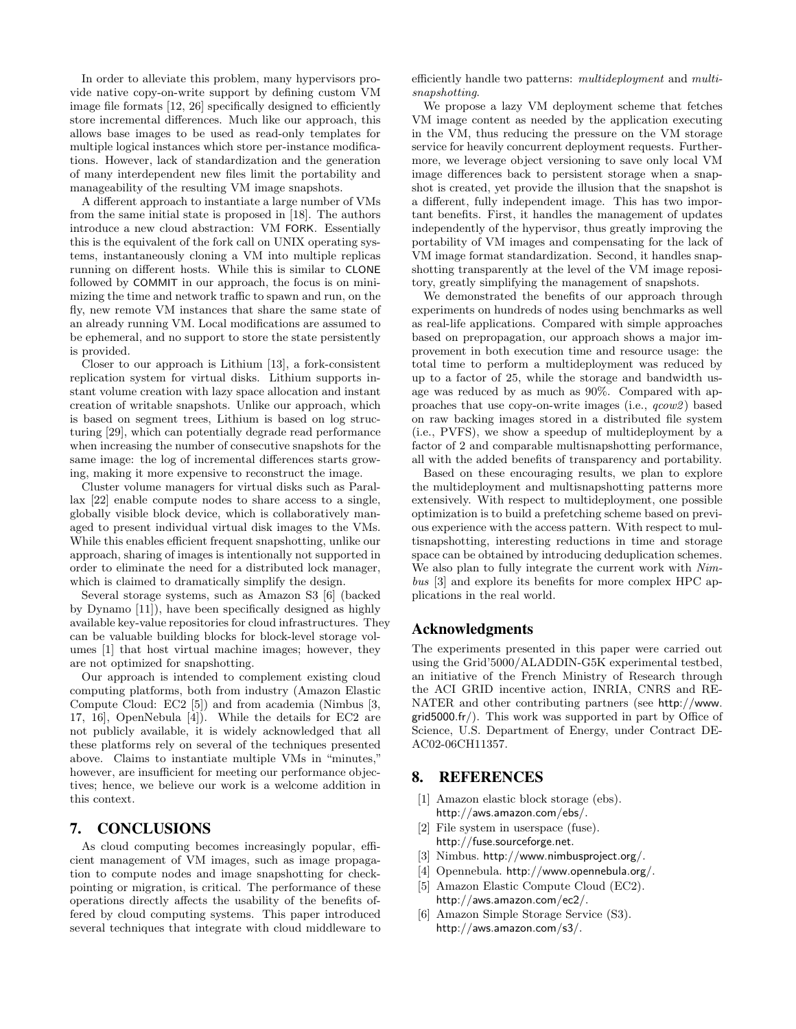In order to alleviate this problem, many hypervisors provide native copy-on-write support by defining custom VM image file formats [12, 26] specifically designed to efficiently store incremental differences. Much like our approach, this allows base images to be used as read-only templates for multiple logical instances which store per-instance modifications. However, lack of standardization and the generation of many interdependent new files limit the portability and manageability of the resulting VM image snapshots.

A different approach to instantiate a large number of VMs from the same initial state is proposed in [18]. The authors introduce a new cloud abstraction: VM FORK. Essentially this is the equivalent of the fork call on UNIX operating systems, instantaneously cloning a VM into multiple replicas running on different hosts. While this is similar to CLONE followed by COMMIT in our approach, the focus is on minimizing the time and network traffic to spawn and run, on the fly, new remote VM instances that share the same state of an already running VM. Local modifications are assumed to be ephemeral, and no support to store the state persistently is provided.

Closer to our approach is Lithium [13], a fork-consistent replication system for virtual disks. Lithium supports instant volume creation with lazy space allocation and instant creation of writable snapshots. Unlike our approach, which is based on segment trees, Lithium is based on log structuring [29], which can potentially degrade read performance when increasing the number of consecutive snapshots for the same image: the log of incremental differences starts growing, making it more expensive to reconstruct the image.

Cluster volume managers for virtual disks such as Parallax [22] enable compute nodes to share access to a single, globally visible block device, which is collaboratively managed to present individual virtual disk images to the VMs. While this enables efficient frequent snapshotting, unlike our approach, sharing of images is intentionally not supported in order to eliminate the need for a distributed lock manager, which is claimed to dramatically simplify the design.

Several storage systems, such as Amazon S3 [6] (backed by Dynamo [11]), have been specifically designed as highly available key-value repositories for cloud infrastructures. They can be valuable building blocks for block-level storage volumes [1] that host virtual machine images; however, they are not optimized for snapshotting.

Our approach is intended to complement existing cloud computing platforms, both from industry (Amazon Elastic Compute Cloud: EC2 [5]) and from academia (Nimbus [3, 17, 16], OpenNebula [4]). While the details for EC2 are not publicly available, it is widely acknowledged that all these platforms rely on several of the techniques presented above. Claims to instantiate multiple VMs in "minutes," however, are insufficient for meeting our performance objectives; hence, we believe our work is a welcome addition in this context.

## 7. CONCLUSIONS

As cloud computing becomes increasingly popular, efficient management of VM images, such as image propagation to compute nodes and image snapshotting for checkpointing or migration, is critical. The performance of these operations directly affects the usability of the benefits offered by cloud computing systems. This paper introduced several techniques that integrate with cloud middleware to efficiently handle two patterns: *multideployment* and *multisnapshotting*.

We propose a lazy VM deployment scheme that fetches VM image content as needed by the application executing in the VM, thus reducing the pressure on the VM storage service for heavily concurrent deployment requests. Furthermore, we leverage object versioning to save only local VM image differences back to persistent storage when a snapshot is created, yet provide the illusion that the snapshot is a different, fully independent image. This has two important benefits. First, it handles the management of updates independently of the hypervisor, thus greatly improving the portability of VM images and compensating for the lack of VM image format standardization. Second, it handles snapshotting transparently at the level of the VM image repository, greatly simplifying the management of snapshots.

We demonstrated the benefits of our approach through experiments on hundreds of nodes using benchmarks as well as real-life applications. Compared with simple approaches based on prepropagation, our approach shows a major improvement in both execution time and resource usage: the total time to perform a multideployment was reduced by up to a factor of 25, while the storage and bandwidth usage was reduced by as much as 90%. Compared with approaches that use copy-on-write images (i.e., *qcow2*) based on raw backing images stored in a distributed file system (i.e., PVFS), we show a speedup of multideployment by a factor of 2 and comparable multisnapshotting performance, all with the added benefits of transparency and portability.

Based on these encouraging results, we plan to explore the multideployment and multisnapshotting patterns more extensively. With respect to multideployment, one possible optimization is to build a prefetching scheme based on previous experience with the access pattern. With respect to multisnapshotting, interesting reductions in time and storage space can be obtained by introducing deduplication schemes. We also plan to fully integrate the current work with *Nimbus* [3] and explore its benefits for more complex HPC applications in the real world.

## Acknowledgments

The experiments presented in this paper were carried out using the Grid'5000/ALADDIN-G5K experimental testbed, an initiative of the French Ministry of Research through the ACI GRID incentive action, INRIA, CNRS and RENATER and other contributing partners (see http://www.grid5000.fr/). This work was supported in part by Office of Science, U.S. Department of Energy, under Contract DE-AC02-06CH11357.

## 8. REFERENCES

- [1] Amazon elastic block storage (ebs). http://aws.amazon.com/ebs/.
- [2] File system in userspace (fuse). http://fuse.sourceforge.net.
- [3] Nimbus. http://www.nimbusproject.org/.
- [4] Opennebula. http://www.opennebula.org/.
- [5] Amazon Elastic Compute Cloud (EC2). http://aws.amazon.com/ec2/.
- [6] Amazon Simple Storage Service (S3). http://aws.amazon.com/s3/.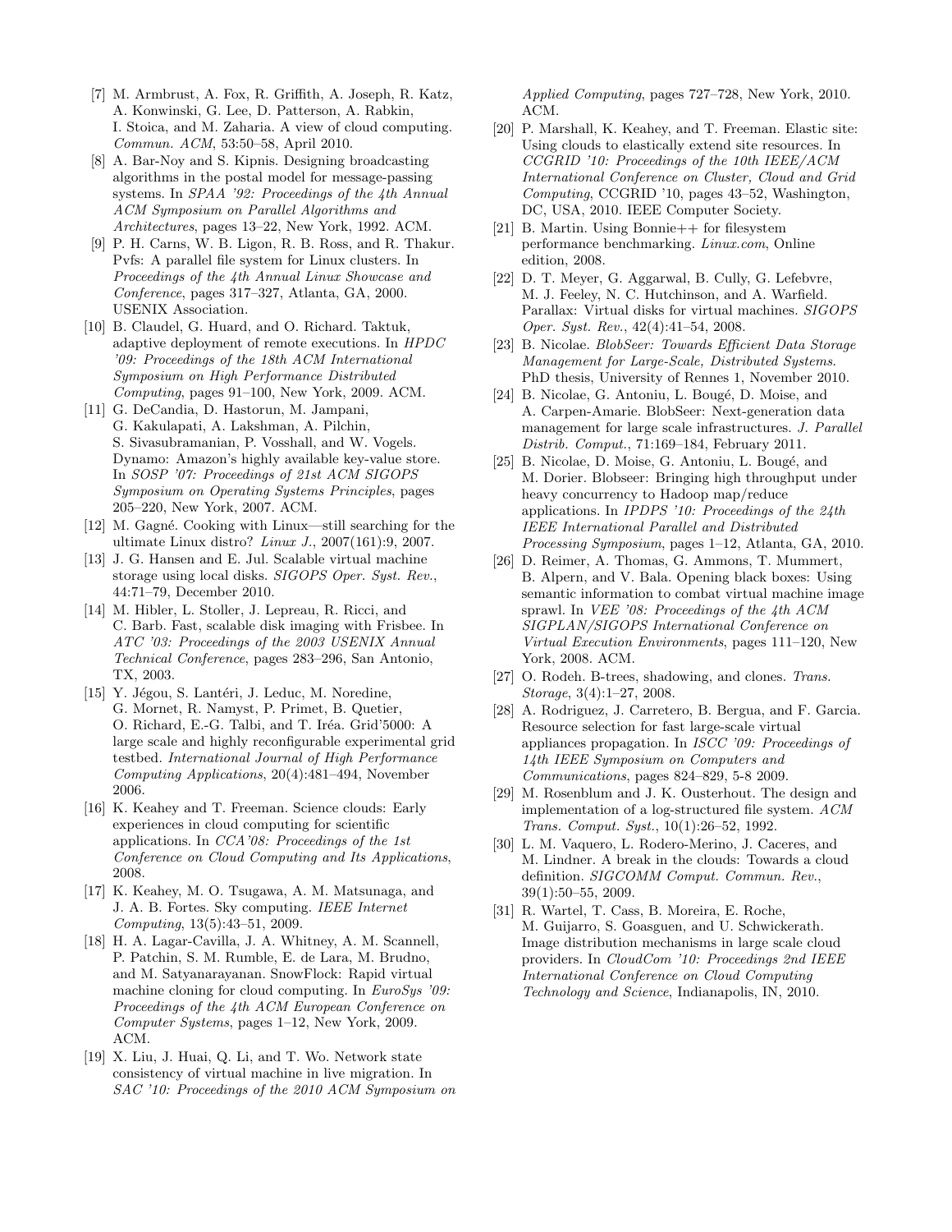[7] M. Armbrust, A. Fox, R. Griffith, A. Joseph, R. Katz, A. Konwinski, G. Lee, D. Patterson, A. Rabkin, I. Stoica, and M. Zaharia. A view of cloud computing. *Commun. ACM*, 53:50–58, April 2010.

[8] A. Bar-Noy and S. Kipnis. Designing broadcasting algorithms in the postal model for message-passing systems. In *SPAA '92: Proceedings of the 4th Annual ACM Symposium on Parallel Algorithms and Architectures*, pages 13–22, New York, 1992. ACM.

[9] P. H. Carns, W. B. Ligon, R. B. Ross, and R. Thakur. Pvfs: A parallel file system for Linux clusters. In *Proceedings of the 4th Annual Linux Showcase and Conference*, pages 317–327, Atlanta, GA, 2000. USENIX Association.

[10] B. Claudel, G. Huard, and O. Richard. Taktuk, adaptive deployment of remote executions. In *HPDC '09: Proceedings of the 18th ACM International Symposium on High Performance Distributed Computing*, pages 91–100, New York, 2009. ACM.

[11] G. DeCandia, D. Hastorun, M. Jampani, G. Kakulapati, A. Lakshman, A. Pilchin, S. Sivasubramanian, P. Vosshall, and W. Vogels. Dynamo: Amazon's highly available key-value store. In *SOSP '07: Proceedings of 21st ACM SIGOPS Symposium on Operating Systems Principles*, pages 205–220, New York, 2007. ACM.

[12] M. Gagné. Cooking with Linux—still searching for the ultimate Linux distro? *Linux J.*, 2007(161):9, 2007.

[13] J. G. Hansen and E. Jul. Scalable virtual machine storage using local disks. *SIGOPS Oper. Syst. Rev.*, 44:71–79, December 2010.

[14] M. Hibler, L. Stoller, J. Lepreau, R. Ricci, and C. Barb. Fast, scalable disk imaging with Frisbee. In *ATC '03: Proceedings of the 2003 USENIX Annual Technical Conference*, pages 283–296, San Antonio, TX, 2003.

[15] Y. Jégou, S. Lantéri, J. Leduc, M. Noredine, G. Mornet, R. Namyst, P. Primet, B. Quetier, O. Richard, E.-G. Talbi, and T. Iréa. Grid'5000: A large scale and highly reconfigurable experimental grid testbed. *International Journal of High Performance Computing Applications*, 20(4):481–494, November 2006.

[16] K. Keahey and T. Freeman. Science clouds: Early experiences in cloud computing for scientific applications. In *CCA'08: Proceedings of the 1st Conference on Cloud Computing and Its Applications*, 2008.

[17] K. Keahey, M. O. Tsugawa, A. M. Matsunaga, and J. A. B. Fortes. Sky computing. *IEEE Internet Computing*, 13(5):43–51, 2009.

[18] H. A. Lagar-Cavilla, J. A. Whitney, A. M. Scannell, P. Patchin, S. M. Rumble, E. de Lara, M. Brudno, and M. Satyanarayanan. SnowFlock: Rapid virtual machine cloning for cloud computing. In *EuroSys '09: Proceedings of the 4th ACM European Conference on Computer Systems*, pages 1–12, New York, 2009. ACM.

[19] X. Liu, J. Huai, Q. Li, and T. Wo. Network state consistency of virtual machine in live migration. In *SAC '10: Proceedings of the 2010 ACM Symposium on Applied Computing*, pages 727–728, New York, 2010. ACM.

[20] P. Marshall, K. Keahey, and T. Freeman. Elastic site: Using clouds to elastically extend site resources. In *CCGRID '10: Proceedings of the 10th IEEE/ACM International Conference on Cluster, Cloud and Grid Computing*, CCGRID '10, pages 43–52, Washington, DC, USA, 2010. IEEE Computer Society.

[21] B. Martin. Using Bonnie++ for filesystem performance benchmarking. *Linux.com*, Online edition, 2008.

[22] D. T. Meyer, G. Aggarwal, B. Cully, G. Lefebvre, M. J. Feeley, N. C. Hutchinson, and A. Warfield. Parallax: Virtual disks for virtual machines. *SIGOPS Oper. Syst. Rev.*, 42(4):41–54, 2008.

[23] B. Nicolae. *BlobSeer: Towards Efficient Data Storage Management for Large-Scale, Distributed Systems*. PhD thesis, University of Rennes 1, November 2010.

[24] B. Nicolae, G. Antoniu, L. Bougé, D. Moise, and A. Carpen-Amarie. BlobSeer: Next-generation data management for large scale infrastructures. *J. Parallel Distrib. Comput.*, 71:169–184, February 2011.

[25] B. Nicolae, D. Moise, G. Antoniu, L. Bougé, and M. Dorier. Blobseer: Bringing high throughput under heavy concurrency to Hadoop map/reduce applications. In *IPDPS '10: Proceedings of the 24th IEEE International Parallel and Distributed Processing Symposium*, pages 1–12, Atlanta, GA, 2010.

[26] D. Reimer, A. Thomas, G. Ammons, T. Mummert, B. Alpern, and V. Bala. Opening black boxes: Using semantic information to combat virtual machine image sprawl. In *VEE '08: Proceedings of the 4th ACM SIGPLAN/SIGOPS International Conference on Virtual Execution Environments*, pages 111–120, New York, 2008. ACM.

[27] O. Rodeh. B-trees, shadowing, and clones. *Trans. Storage*, 3(4):1–27, 2008.

[28] A. Rodriguez, J. Carretero, B. Bergua, and F. Garcia. Resource selection for fast large-scale virtual appliances propagation. In *ISCC '09: Proceedings of 14th IEEE Symposium on Computers and Communications*, pages 824–829, 5-8 2009.

[29] M. Rosenblum and J. K. Ousterhout. The design and implementation of a log-structured file system. *ACM Trans. Comput. Syst.*, 10(1):26–52, 1992.

[30] L. M. Vaquero, L. Rodero-Merino, J. Caceres, and M. Lindner. A break in the clouds: Towards a cloud definition. *SIGCOMM Comput. Commun. Rev.*, 39(1):50–55, 2009.

[31] R. Wartel, T. Cass, B. Moreira, E. Roche, M. Guijarro, S. Goasguen, and U. Schwickerath. Image distribution mechanisms in large scale cloud providers. In *CloudCom '10: Proceedings 2nd IEEE International Conference on Cloud Computing Technology and Science*, Indianapolis, IN, 2010.